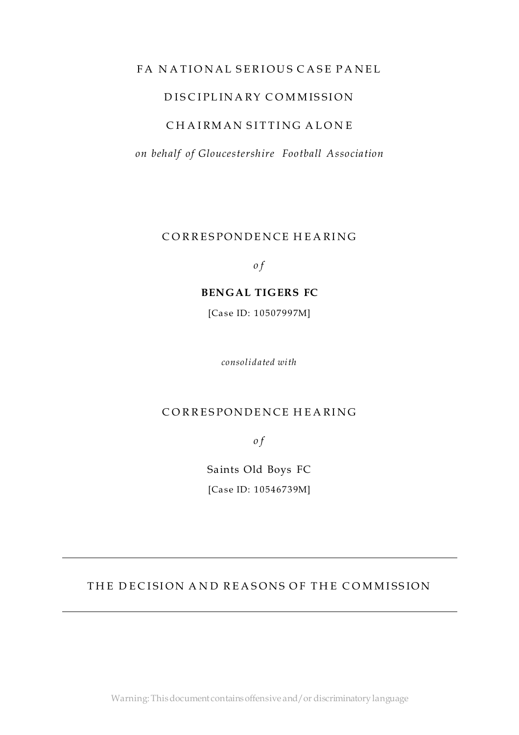FA NATIONAL SERIOUS CASE PANEL

DISCIPLINARY COMMISSION

CHAIRMAN SITTING ALONE

*on behalf of Gloucestershire Football Association*

CORRESPONDENCE HEARING

*of*

**BENGAL TIGERS FC**

[Case ID: 10507997M]

*consolidated with*

CORRESPONDENCE HEARING

*of*

Saints Old Boys FC

[Case ID: 10546739M]

---

THE DECISION AND REASONS OF THE COMMISSION

---

Warning: This document contains offensive and/or discriminatory language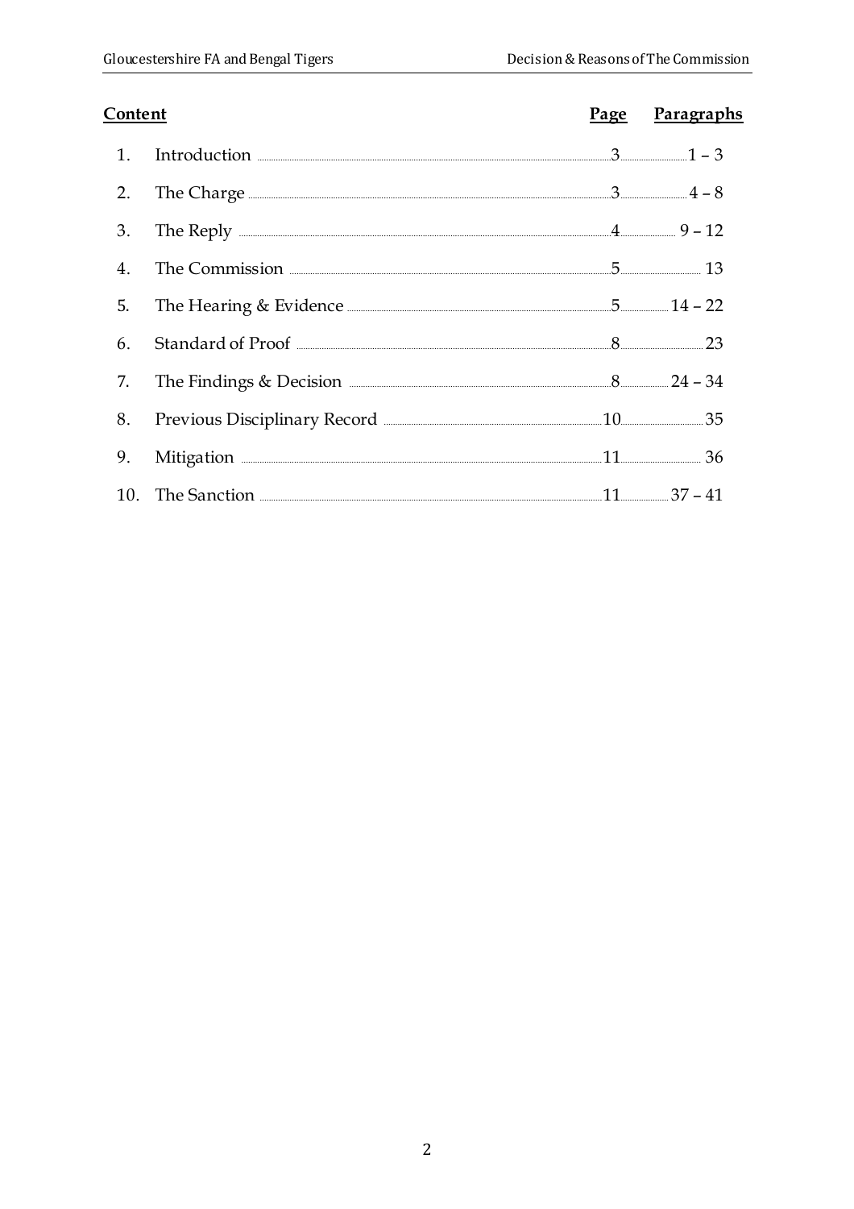| Content | | Page | Paragraphs |
|---|---|---|---|
| 1. | Introduction | 3 | 1 – 3 |
| 2. | The Charge | 3 | 4 – 8 |
| 3. | The Reply | 4 | 9 – 12 |
| 4. | The Commission | 5 | 13 |
| 5. | The Hearing & Evidence | 5 | 14 – 22 |
| 6. | Standard of Proof | 8 | 23 |
| 7. | The Findings & Decision | 8 | 24 – 34 |
| 8. | Previous Disciplinary Record | 10 | 35 |
| 9. | Mitigation | 11 | 36 |
| 10. | The Sanction | 11 | 37 – 41 |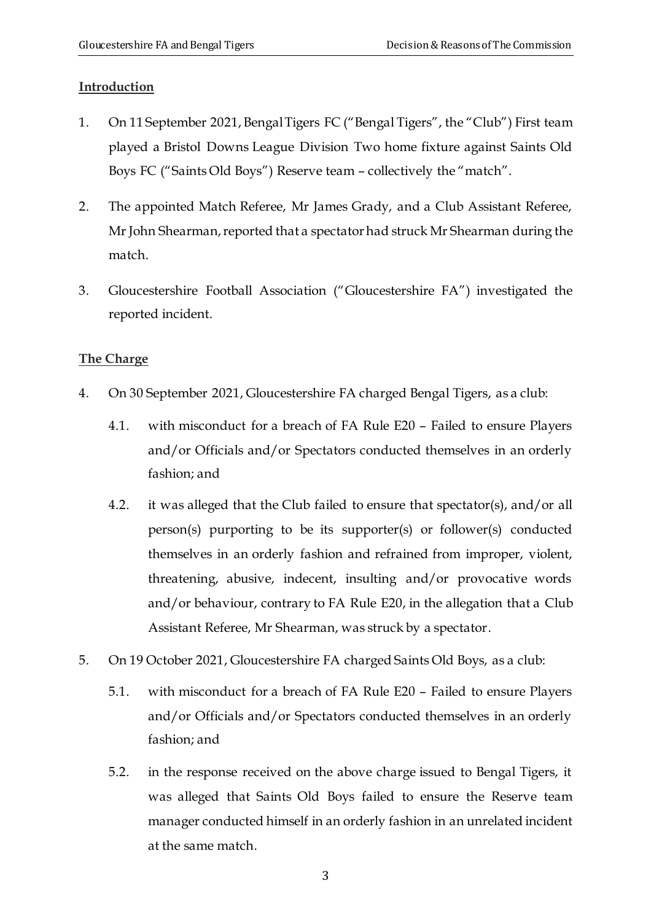## Introduction

1. On 11 September 2021, Bengal Tigers FC ("Bengal Tigers", the "Club") First team played a Bristol Downs League Division Two home fixture against Saints Old Boys FC ("Saints Old Boys") Reserve team – collectively the "match".

2. The appointed Match Referee, Mr James Grady, and a Club Assistant Referee, Mr John Shearman, reported that a spectator had struck Mr Shearman during the match.

3. Gloucestershire Football Association ("Gloucestershire FA") investigated the reported incident.

## The Charge

4. On 30 September 2021, Gloucestershire FA charged Bengal Tigers, as a club:

   4.1. with misconduct for a breach of FA Rule E20 – Failed to ensure Players and/or Officials and/or Spectators conducted themselves in an orderly fashion; and

   4.2. it was alleged that the Club failed to ensure that spectator(s), and/or all person(s) purporting to be its supporter(s) or follower(s) conducted themselves in an orderly fashion and refrained from improper, violent, threatening, abusive, indecent, insulting and/or provocative words and/or behaviour, contrary to FA Rule E20, in the allegation that a Club Assistant Referee, Mr Shearman, was struck by a spectator.

5. On 19 October 2021, Gloucestershire FA charged Saints Old Boys, as a club:

   5.1. with misconduct for a breach of FA Rule E20 – Failed to ensure Players and/or Officials and/or Spectators conducted themselves in an orderly fashion; and

   5.2. in the response received on the above charge issued to Bengal Tigers, it was alleged that Saints Old Boys failed to ensure the Reserve team manager conducted himself in an orderly fashion in an unrelated incident at the same match.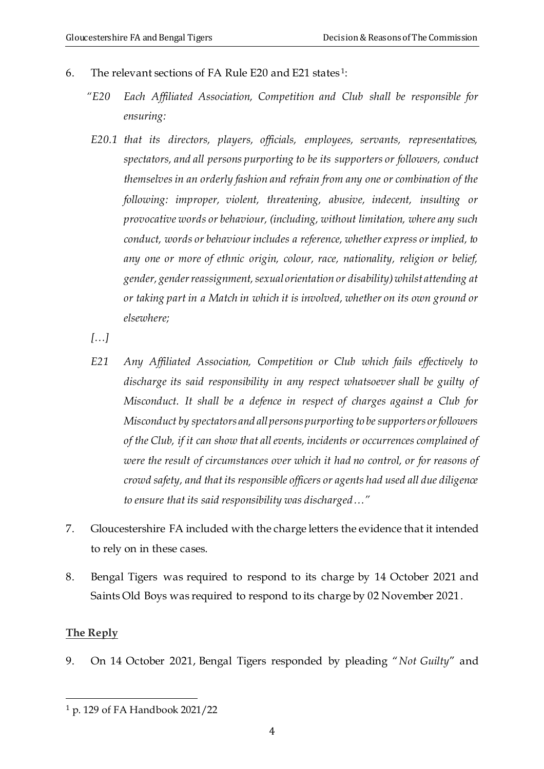6. The relevant sections of FA Rule E20 and E21 states[1]:

> *"E20 Each Affiliated Association, Competition and Club shall be responsible for ensuring:*
>
> *E20.1 that its directors, players, officials, employees, servants, representatives, spectators, and all persons purporting to be its supporters or followers, conduct themselves in an orderly fashion and refrain from any one or combination of the following: improper, violent, threatening, abusive, indecent, insulting or provocative words or behaviour, (including, without limitation, where any such conduct, words or behaviour includes a reference, whether express or implied, to any one or more of ethnic origin, colour, race, nationality, religion or belief, gender, gender reassignment, sexual orientation or disability) whilst attending at or taking part in a Match in which it is involved, whether on its own ground or elsewhere;*
>
> *[…]*
>
> *E21 Any Affiliated Association, Competition or Club which fails effectively to discharge its said responsibility in any respect whatsoever shall be guilty of Misconduct. It shall be a defence in respect of charges against a Club for Misconduct by spectators and all persons purporting to be supporters or followers of the Club, if it can show that all events, incidents or occurrences complained of were the result of circumstances over which it had no control, or for reasons of crowd safety, and that its responsible officers or agents had used all due diligence to ensure that its said responsibility was discharged…"*

7. Gloucestershire FA included with the charge letters the evidence that it intended to rely on in these cases.

8. Bengal Tigers was required to respond to its charge by 14 October 2021 and Saints Old Boys was required to respond to its charge by 02 November 2021.

**The Reply**

9. On 14 October 2021, Bengal Tigers responded by pleading "*Not Guilty*" and

[1] p. 129 of FA Handbook 2021/22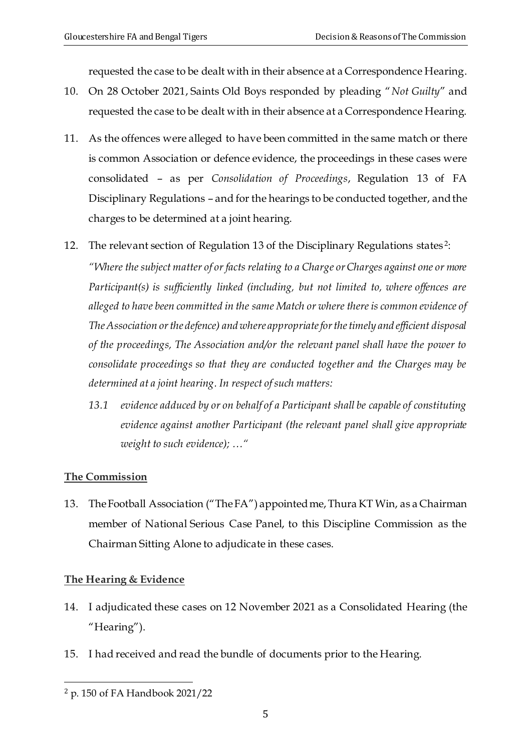requested the case to be dealt with in their absence at a Correspondence Hearing.

10. On 28 October 2021, Saints Old Boys responded by pleading "*Not Guilty*" and requested the case to be dealt with in their absence at a Correspondence Hearing.

11. As the offences were alleged to have been committed in the same match or there is common Association or defence evidence, the proceedings in these cases were consolidated – as per *Consolidation of Proceedings*, Regulation 13 of FA Disciplinary Regulations – and for the hearings to be conducted together, and the charges to be determined at a joint hearing.

12. The relevant section of Regulation 13 of the Disciplinary Regulations states[2]:

    *"Where the subject matter of or facts relating to a Charge or Charges against one or more Participant(s) is sufficiently linked (including, but not limited to, where offences are alleged to have been committed in the same Match or where there is common evidence of The Association or the defence) and where appropriate for the timely and efficient disposal of the proceedings, The Association and/or the relevant panel shall have the power to consolidate proceedings so that they are conducted together and the Charges may be determined at a joint hearing. In respect of such matters:*

    *13.1 evidence adduced by or on behalf of a Participant shall be capable of constituting evidence against another Participant (the relevant panel shall give appropriate weight to such evidence); …"*

**The Commission**

13. The Football Association ("The FA") appointed me, Thura KT Win, as a Chairman member of National Serious Case Panel, to this Discipline Commission as the Chairman Sitting Alone to adjudicate in these cases.

**The Hearing & Evidence**

14. I adjudicated these cases on 12 November 2021 as a Consolidated Hearing (the "Hearing").

15. I had received and read the bundle of documents prior to the Hearing.

[2] p. 150 of FA Handbook 2021/22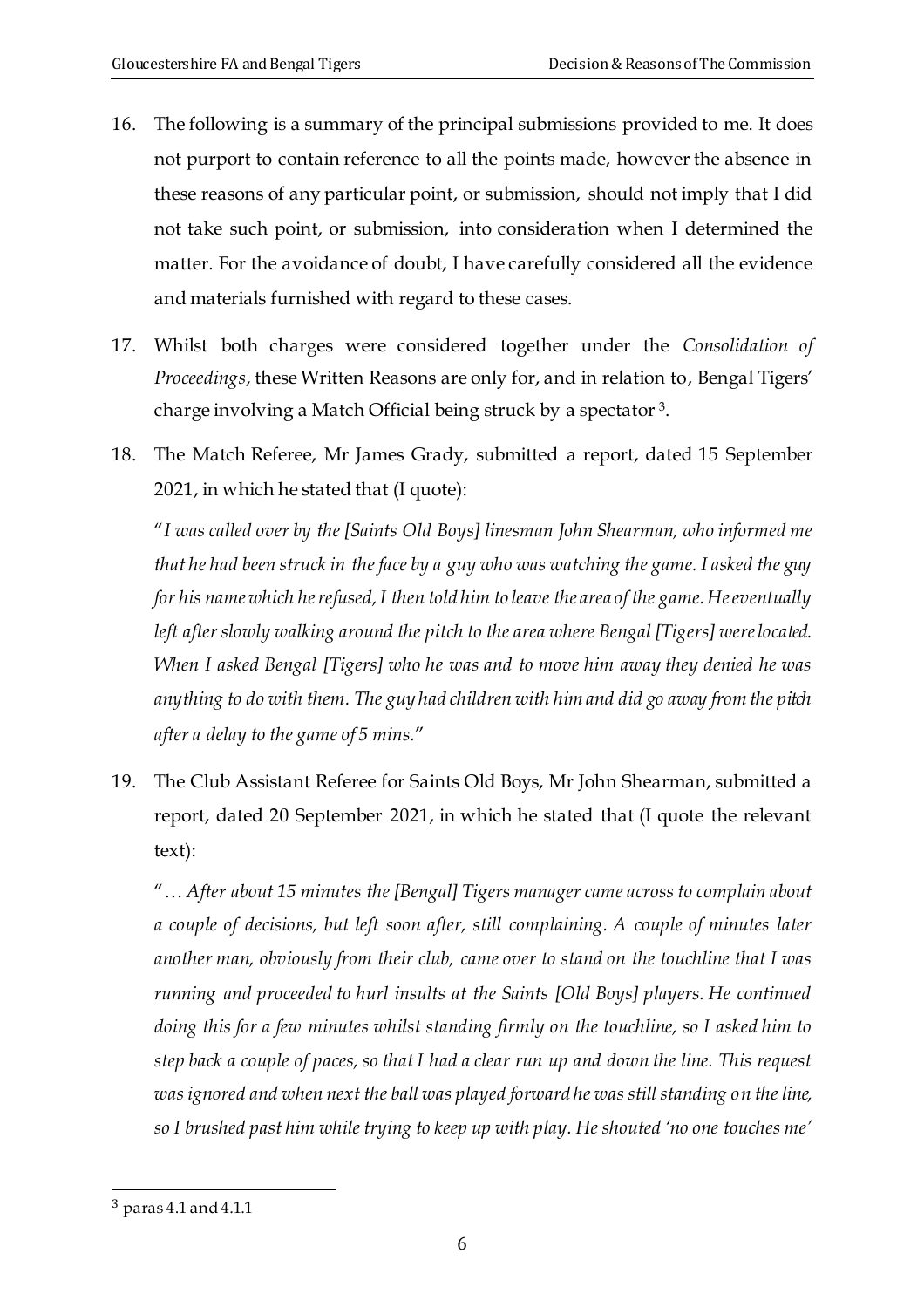16. The following is a summary of the principal submissions provided to me. It does not purport to contain reference to all the points made, however the absence in these reasons of any particular point, or submission, should not imply that I did not take such point, or submission, into consideration when I determined the matter. For the avoidance of doubt, I have carefully considered all the evidence and materials furnished with regard to these cases.

17. Whilst both charges were considered together under the *Consolidation of Proceedings*, these Written Reasons are only for, and in relation to, Bengal Tigers' charge involving a Match Official being struck by a spectator [3].

18. The Match Referee, Mr James Grady, submitted a report, dated 15 September 2021, in which he stated that (I quote):

   "*I was called over by the [Saints Old Boys] linesman John Shearman, who informed me that he had been struck in the face by a guy who was watching the game. I asked the guy for his name which he refused, I then told him to leave the area of the game. He eventually left after slowly walking around the pitch to the area where Bengal [Tigers] were located. When I asked Bengal [Tigers] who he was and to move him away they denied he was anything to do with them. The guy had children with him and did go away from the pitch after a delay to the game of 5 mins.*"

19. The Club Assistant Referee for Saints Old Boys, Mr John Shearman, submitted a report, dated 20 September 2021, in which he stated that (I quote the relevant text):

   "*… After about 15 minutes the [Bengal] Tigers manager came across to complain about a couple of decisions, but left soon after, still complaining. A couple of minutes later another man, obviously from their club, came over to stand on the touchline that I was running and proceeded to hurl insults at the Saints [Old Boys] players. He continued doing this for a few minutes whilst standing firmly on the touchline, so I asked him to step back a couple of paces, so that I had a clear run up and down the line. This request was ignored and when next the ball was played forward he was still standing on the line, so I brushed past him while trying to keep up with play. He shouted 'no one touches me'*

---

[3] paras 4.1 and 4.1.1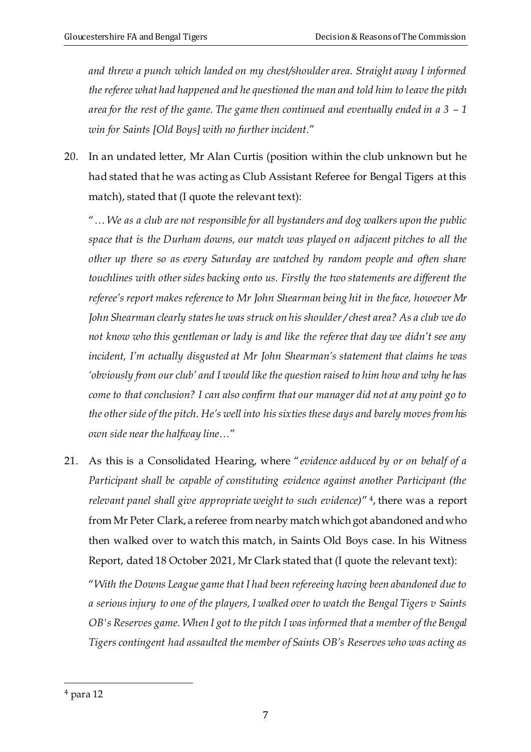*and threw a punch which landed on my chest/shoulder area. Straight away I informed the referee what had happened and he questioned the man and told him to leave the pitch area for the rest of the game. The game then continued and eventually ended in a 3 – 1 win for Saints [Old Boys] with no further incident.*"

20. In an undated letter, Mr Alan Curtis (position within the club unknown but he had stated that he was acting as Club Assistant Referee for Bengal Tigers at this match), stated that (I quote the relevant text):

    "*…We as a club are not responsible for all bystanders and dog walkers upon the public space that is the Durham downs, our match was played on adjacent pitches to all the other up there so as every Saturday are watched by random people and often share touchlines with other sides backing onto us. Firstly the two statements are different the referee's report makes reference to Mr John Shearman being hit in the face, however Mr John Shearman clearly states he was struck on his shoulder / chest area? As a club we do not know who this gentleman or lady is and like the referee that day we didn't see any incident, I'm actually disgusted at Mr John Shearman's statement that claims he was 'obviously from our club' and I would like the question raised to him how and why he has come to that conclusion? I can also confirm that our manager did not at any point go to the other side of the pitch. He's well into his sixties these days and barely moves from his own side near the halfway line…*"

21. As this is a Consolidated Hearing, where "*evidence adduced by or on behalf of a Participant shall be capable of constituting evidence against another Participant (the relevant panel shall give appropriate weight to such evidence)*" [4], there was a report from Mr Peter Clark, a referee from nearby match which got abandoned and who then walked over to watch this match, in Saints Old Boys case. In his Witness Report, dated 18 October 2021, Mr Clark stated that (I quote the relevant text):

    "*With the Downs League game that I had been refereeing having been abandoned due to a serious injury to one of the players, I walked over to watch the Bengal Tigers v Saints OB's Reserves game. When I got to the pitch I was informed that a member of the Bengal Tigers contingent had assaulted the member of Saints OB's Reserves who was acting as*

[4] para 12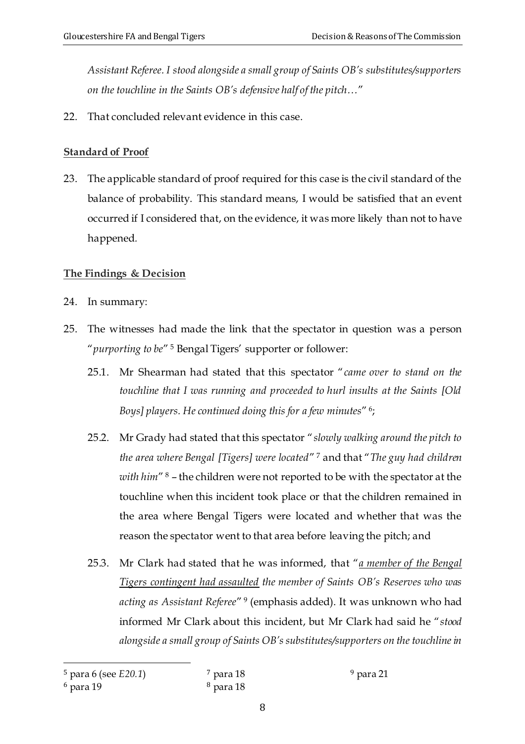*Assistant Referee. I stood alongside a small group of Saints OB's substitutes/supporters on the touchline in the Saints OB's defensive half of the pitch…*"

22. That concluded relevant evidence in this case.

**Standard of Proof**

23. The applicable standard of proof required for this case is the civil standard of the balance of probability. This standard means, I would be satisfied that an event occurred if I considered that, on the evidence, it was more likely than not to have happened.

**The Findings & Decision**

24. In summary:

25. The witnesses had made the link that the spectator in question was a person "*purporting to be*" [5] Bengal Tigers' supporter or follower:

    25.1. Mr Shearman had stated that this spectator "*came over to stand on the touchline that I was running and proceeded to hurl insults at the Saints [Old Boys] players. He continued doing this for a few minutes*" [6];

    25.2. Mr Grady had stated that this spectator "*slowly walking around the pitch to the area where Bengal [Tigers] were located*" [7] and that "*The guy had children with him*" [8] – the children were not reported to be with the spectator at the touchline when this incident took place or that the children remained in the area where Bengal Tigers were located and whether that was the reason the spectator went to that area before leaving the pitch; and

    25.3. Mr Clark had stated that he was informed, that "*a member of the Bengal Tigers contingent had assaulted the member of Saints OB's Reserves who was acting as Assistant Referee*" [9] (emphasis added). It was unknown who had informed Mr Clark about this incident, but Mr Clark had said he "*stood alongside a small group of Saints OB's substitutes/supporters on the touchline in*

---

[5] para 6 (see *E20.1*)
[6] para 19
[7] para 18
[8] para 18
[9] para 21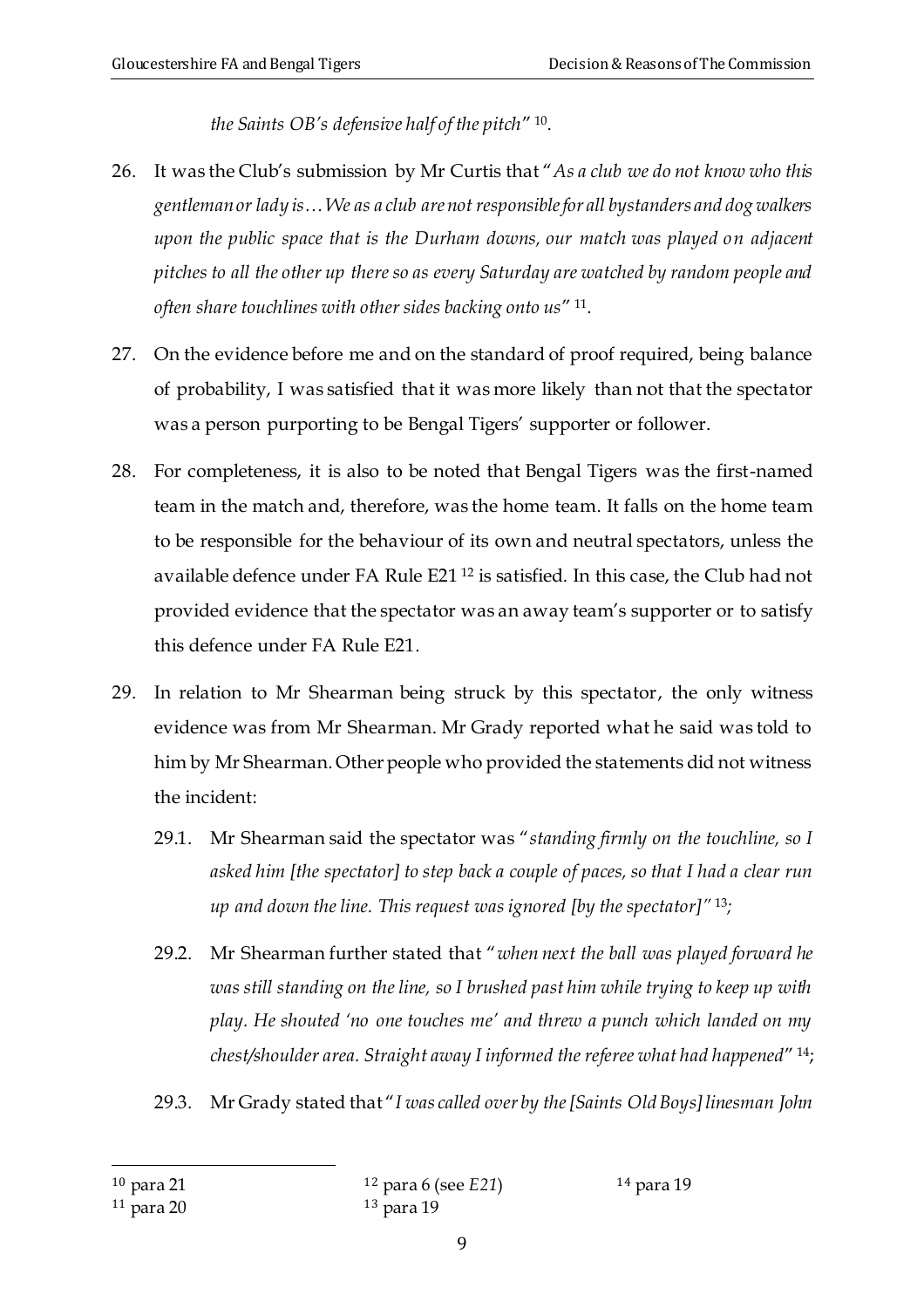*the Saints OB's defensive half of the pitch*" [10].

26. It was the Club's submission by Mr Curtis that "*As a club we do not know who this gentleman or lady is… We as a club are not responsible for all bystanders and dog walkers upon the public space that is the Durham downs, our match was played on adjacent pitches to all the other up there so as every Saturday are watched by random people and often share touchlines with other sides backing onto us*" [11].

27. On the evidence before me and on the standard of proof required, being balance of probability, I was satisfied that it was more likely than not that the spectator was a person purporting to be Bengal Tigers' supporter or follower.

28. For completeness, it is also to be noted that Bengal Tigers was the first-named team in the match and, therefore, was the home team. It falls on the home team to be responsible for the behaviour of its own and neutral spectators, unless the available defence under FA Rule E21 [12] is satisfied. In this case, the Club had not provided evidence that the spectator was an away team's supporter or to satisfy this defence under FA Rule E21.

29. In relation to Mr Shearman being struck by this spectator, the only witness evidence was from Mr Shearman. Mr Grady reported what he said was told to him by Mr Shearman. Other people who provided the statements did not witness the incident:

    29.1. Mr Shearman said the spectator was "*standing firmly on the touchline, so I asked him [the spectator] to step back a couple of paces, so that I had a clear run up and down the line. This request was ignored [by the spectator]*" [13];

    29.2. Mr Shearman further stated that "*when next the ball was played forward he was still standing on the line, so I brushed past him while trying to keep up with play. He shouted 'no one touches me' and threw a punch which landed on my chest/shoulder area. Straight away I informed the referee what had happened*" [14];

    29.3. Mr Grady stated that "*I was called over by the [Saints Old Boys] linesman John*

---

[10] para 21

[11] para 20

[12] para 6 (see *E21*)

[13] para 19

[14] para 19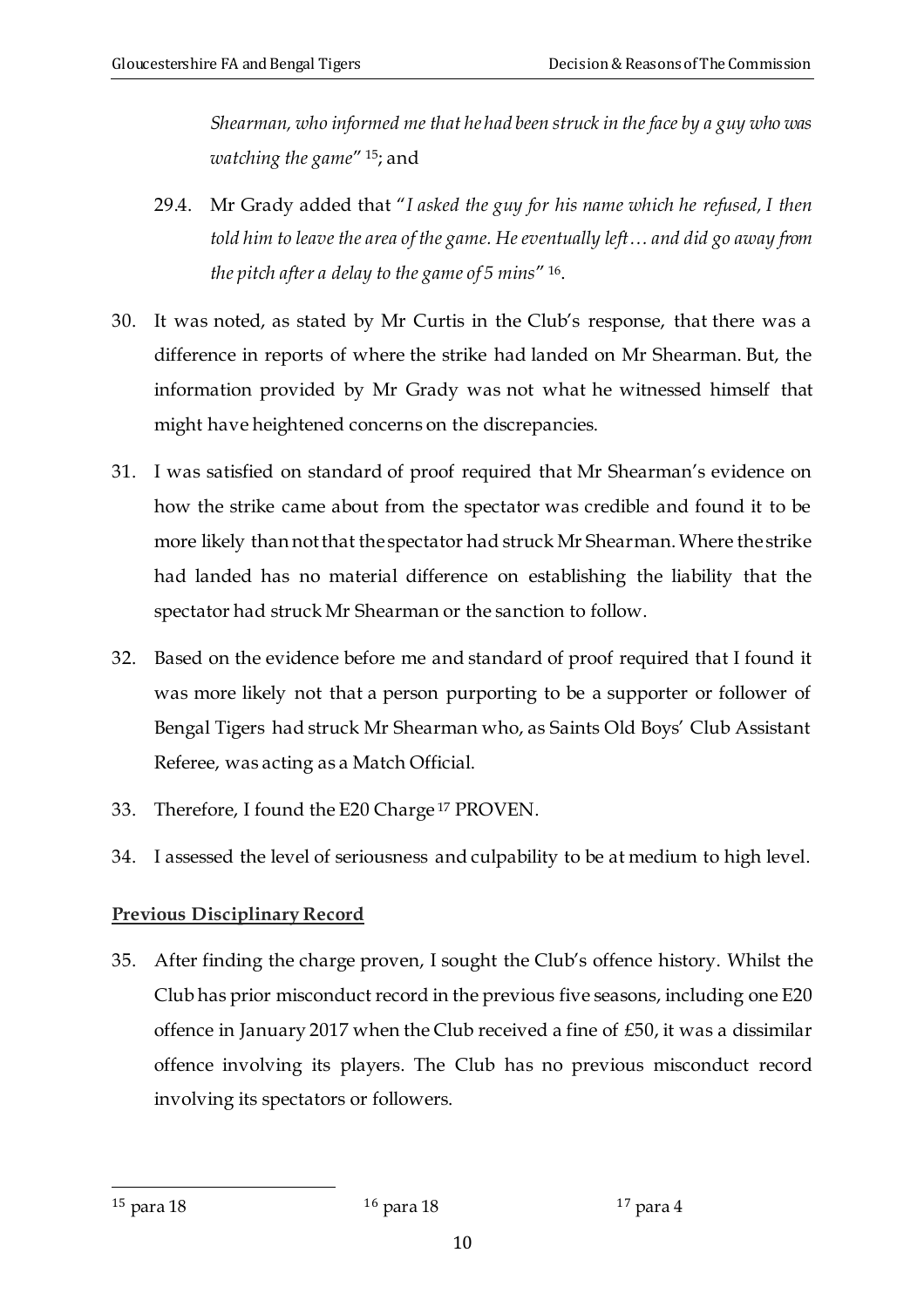*Shearman, who informed me that he had been struck in the face by a guy who was watching the game*" [15]; and

29.4. Mr Grady added that "*I asked the guy for his name which he refused, I then told him to leave the area of the game. He eventually left… and did go away from the pitch after a delay to the game of 5 mins*" [16].

30. It was noted, as stated by Mr Curtis in the Club's response, that there was a difference in reports of where the strike had landed on Mr Shearman. But, the information provided by Mr Grady was not what he witnessed himself that might have heightened concerns on the discrepancies.

31. I was satisfied on standard of proof required that Mr Shearman's evidence on how the strike came about from the spectator was credible and found it to be more likely than not that the spectator had struck Mr Shearman. Where the strike had landed has no material difference on establishing the liability that the spectator had struck Mr Shearman or the sanction to follow.

32. Based on the evidence before me and standard of proof required that I found it was more likely not that a person purporting to be a supporter or follower of Bengal Tigers had struck Mr Shearman who, as Saints Old Boys' Club Assistant Referee, was acting as a Match Official.

33. Therefore, I found the E20 Charge [17] PROVEN.

34. I assessed the level of seriousness and culpability to be at medium to high level.

**Previous Disciplinary Record**

35. After finding the charge proven, I sought the Club's offence history. Whilst the Club has prior misconduct record in the previous five seasons, including one E20 offence in January 2017 when the Club received a fine of £50, it was a dissimilar offence involving its players. The Club has no previous misconduct record involving its spectators or followers.

---

[15] para 18

[16] para 18

[17] para 4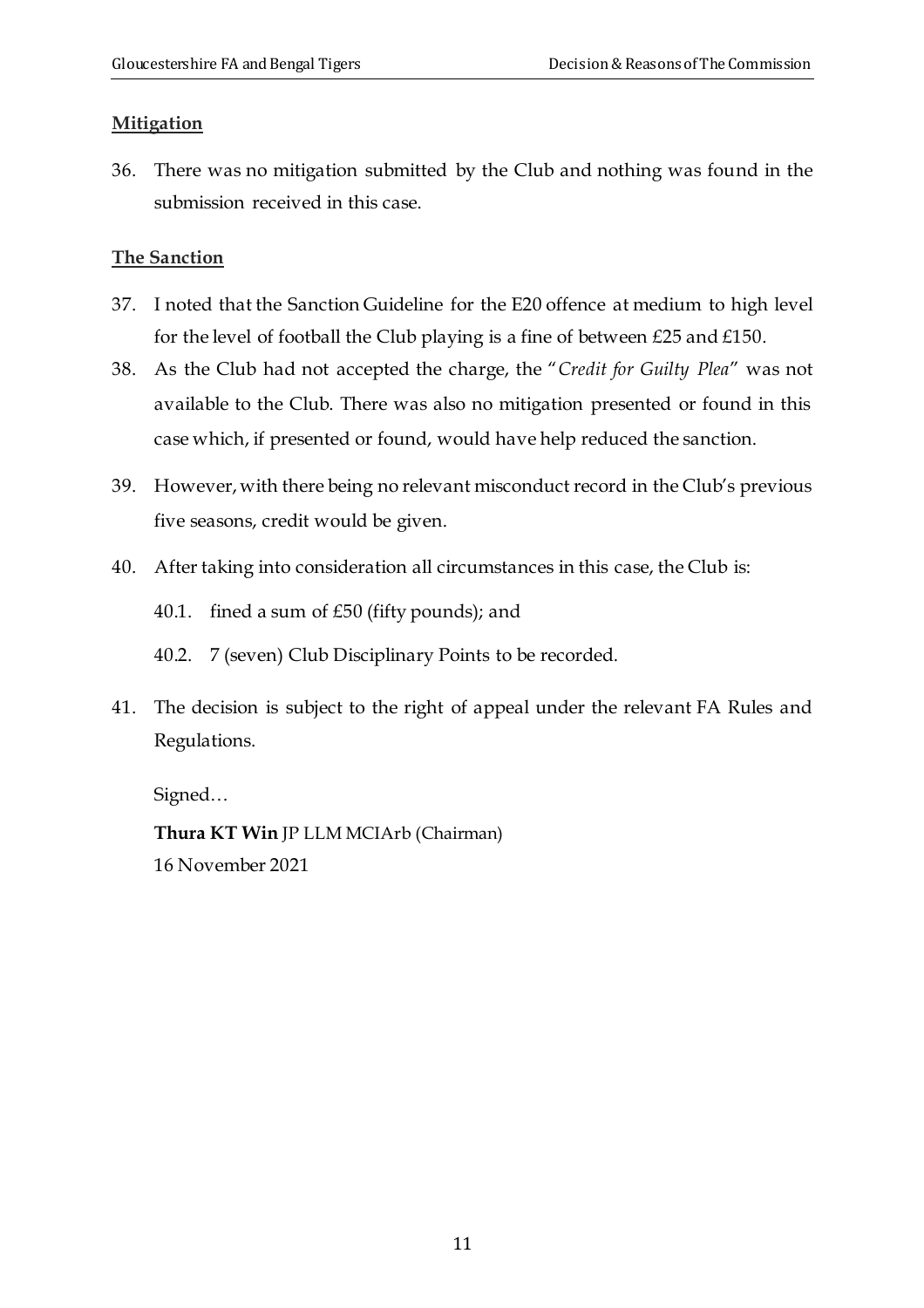**Mitigation**

36. There was no mitigation submitted by the Club and nothing was found in the submission received in this case.

**The Sanction**

37. I noted that the Sanction Guideline for the E20 offence at medium to high level for the level of football the Club playing is a fine of between £25 and £150.

38. As the Club had not accepted the charge, the "*Credit for Guilty Plea*" was not available to the Club. There was also no mitigation presented or found in this case which, if presented or found, would have help reduced the sanction.

39. However, with there being no relevant misconduct record in the Club's previous five seasons, credit would be given.

40. After taking into consideration all circumstances in this case, the Club is:

    40.1. fined a sum of £50 (fifty pounds); and

    40.2. 7 (seven) Club Disciplinary Points to be recorded.

41. The decision is subject to the right of appeal under the relevant FA Rules and Regulations.

Signed…

**Thura KT Win** JP LLM MCIArb (Chairman)
16 November 2021